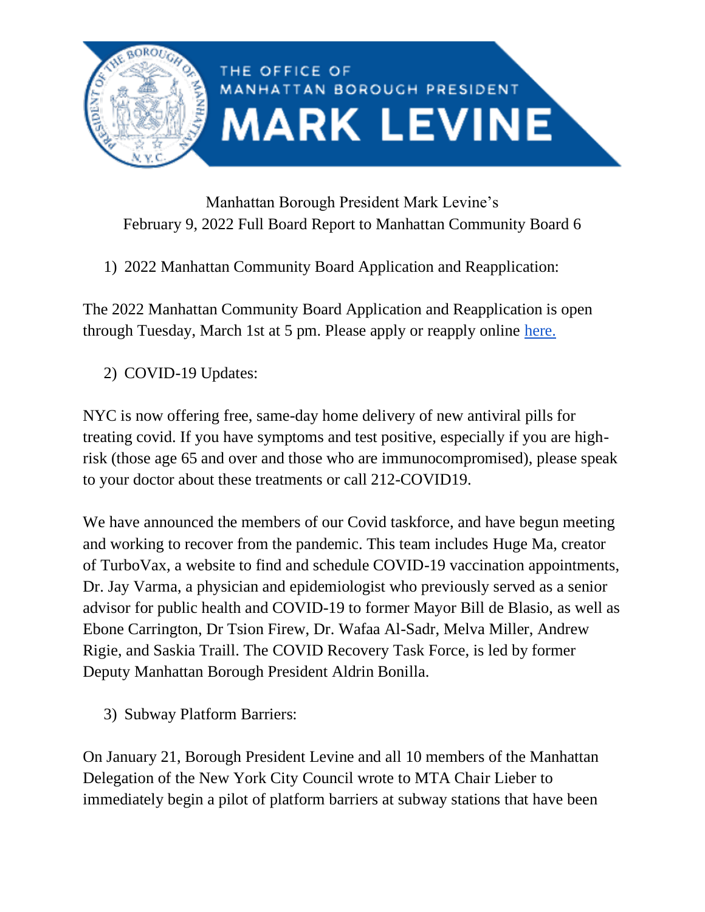THE OFFICE OF
MANHATTAN BOROUGH PRESIDENT
MARK LEVINE

Manhattan Borough President Mark Levine's
February 9, 2022 Full Board Report to Manhattan Community Board 6

1) 2022 Manhattan Community Board Application and Reapplication:

The 2022 Manhattan Community Board Application and Reapplication is open through Tuesday, March 1st at 5 pm. Please apply or reapply online [here.]

2) COVID-19 Updates:

NYC is now offering free, same-day home delivery of new antiviral pills for treating covid. If you have symptoms and test positive, especially if you are high-risk (those age 65 and over and those who are immunocompromised), please speak to your doctor about these treatments or call 212-COVID19.

We have announced the members of our Covid taskforce, and have begun meeting and working to recover from the pandemic. This team includes Huge Ma, creator of TurboVax, a website to find and schedule COVID-19 vaccination appointments, Dr. Jay Varma, a physician and epidemiologist who previously served as a senior advisor for public health and COVID-19 to former Mayor Bill de Blasio, as well as Ebone Carrington, Dr Tsion Firew, Dr. Wafaa Al-Sadr, Melva Miller, Andrew Rigie, and Saskia Traill. The COVID Recovery Task Force, is led by former Deputy Manhattan Borough President Aldrin Bonilla.

3) Subway Platform Barriers:

On January 21, Borough President Levine and all 10 members of the Manhattan Delegation of the New York City Council wrote to MTA Chair Lieber to immediately begin a pilot of platform barriers at subway stations that have been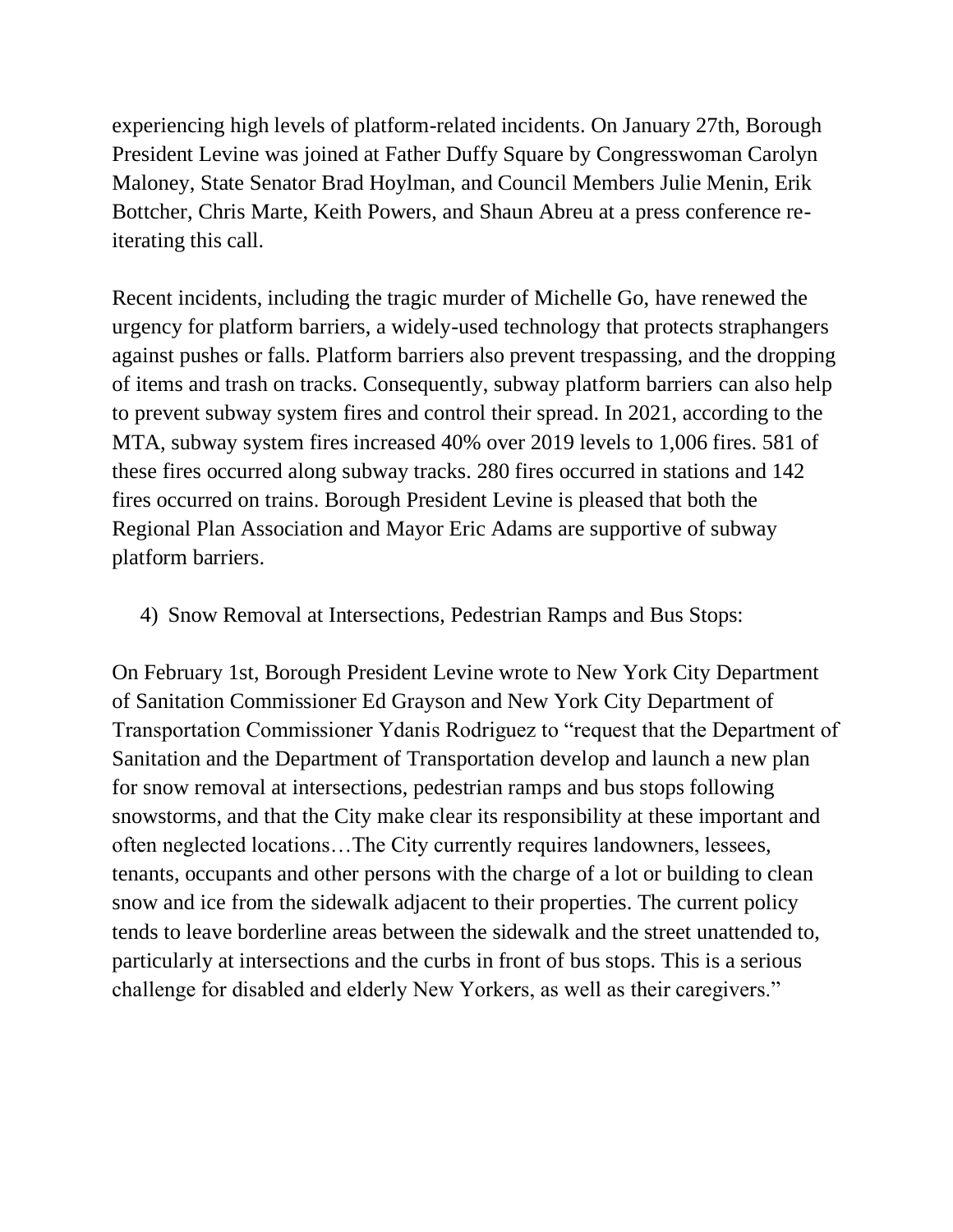experiencing high levels of platform-related incidents. On January 27th, Borough President Levine was joined at Father Duffy Square by Congresswoman Carolyn Maloney, State Senator Brad Hoylman, and Council Members Julie Menin, Erik Bottcher, Chris Marte, Keith Powers, and Shaun Abreu at a press conference re-iterating this call.

Recent incidents, including the tragic murder of Michelle Go, have renewed the urgency for platform barriers, a widely-used technology that protects straphangers against pushes or falls. Platform barriers also prevent trespassing, and the dropping of items and trash on tracks. Consequently, subway platform barriers can also help to prevent subway system fires and control their spread. In 2021, according to the MTA, subway system fires increased 40% over 2019 levels to 1,006 fires. 581 of these fires occurred along subway tracks. 280 fires occurred in stations and 142 fires occurred on trains. Borough President Levine is pleased that both the Regional Plan Association and Mayor Eric Adams are supportive of subway platform barriers.

4) Snow Removal at Intersections, Pedestrian Ramps and Bus Stops:

On February 1st, Borough President Levine wrote to New York City Department of Sanitation Commissioner Ed Grayson and New York City Department of Transportation Commissioner Ydanis Rodriguez to "request that the Department of Sanitation and the Department of Transportation develop and launch a new plan for snow removal at intersections, pedestrian ramps and bus stops following snowstorms, and that the City make clear its responsibility at these important and often neglected locations…The City currently requires landowners, lessees, tenants, occupants and other persons with the charge of a lot or building to clean snow and ice from the sidewalk adjacent to their properties. The current policy tends to leave borderline areas between the sidewalk and the street unattended to, particularly at intersections and the curbs in front of bus stops. This is a serious challenge for disabled and elderly New Yorkers, as well as their caregivers."